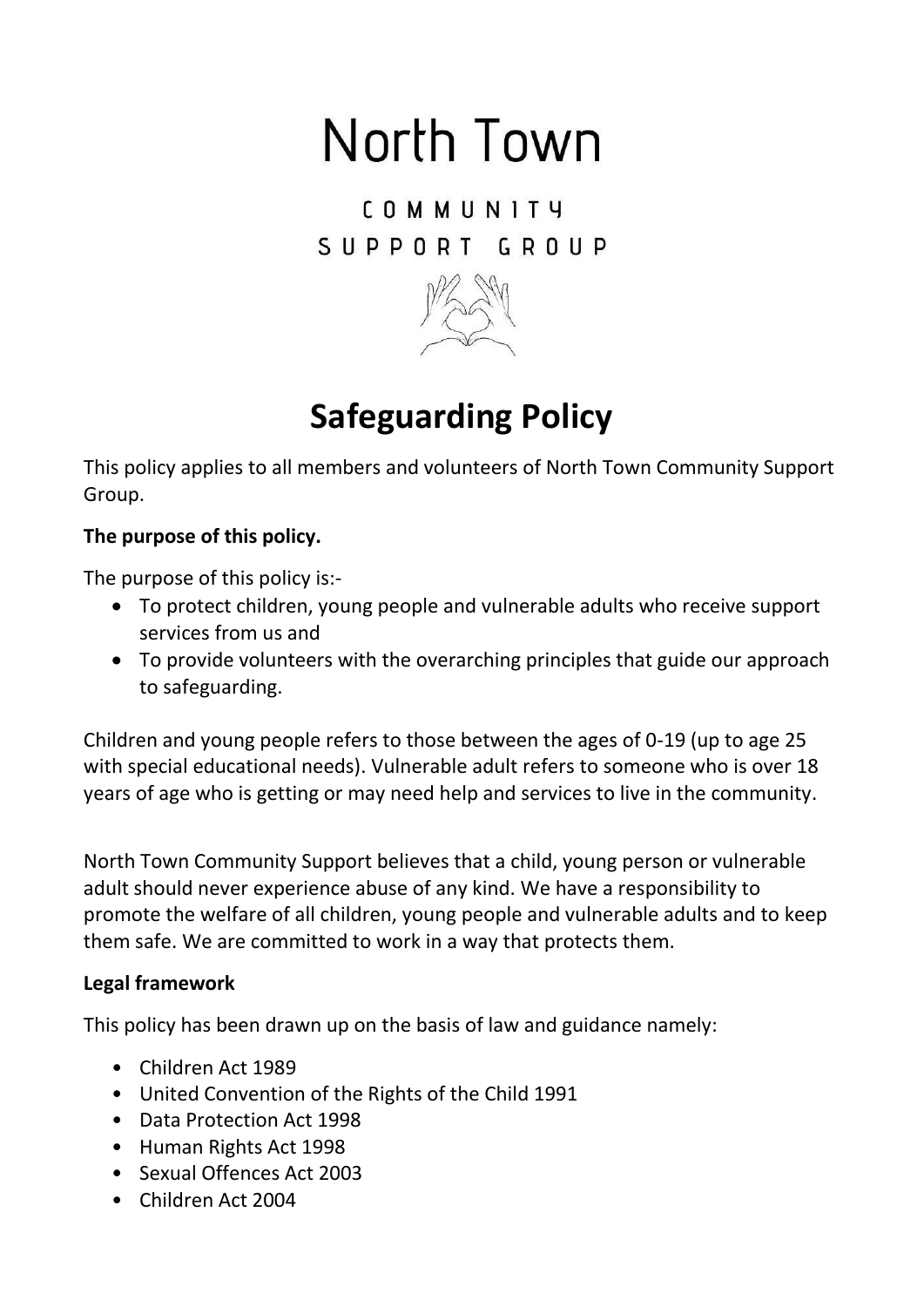# North Town

COMMUNITY SUPPORT GROUP

## Safeguarding Policy

This policy applies to all members and volunteers of North Town Community Support Group.

**The purpose of this policy.**

The purpose of this policy is:-

- To protect children, young people and vulnerable adults who receive support services from us and
- To provide volunteers with the overarching principles that guide our approach to safeguarding.

Children and young people refers to those between the ages of 0-19 (up to age 25 with special educational needs). Vulnerable adult refers to someone who is over 18 years of age who is getting or may need help and services to live in the community.

North Town Community Support believes that a child, young person or vulnerable adult should never experience abuse of any kind. We have a responsibility to promote the welfare of all children, young people and vulnerable adults and to keep them safe. We are committed to work in a way that protects them.

**Legal framework**

This policy has been drawn up on the basis of law and guidance namely:

- Children Act 1989
- United Convention of the Rights of the Child 1991
- Data Protection Act 1998
- Human Rights Act 1998
- Sexual Offences Act 2003
- Children Act 2004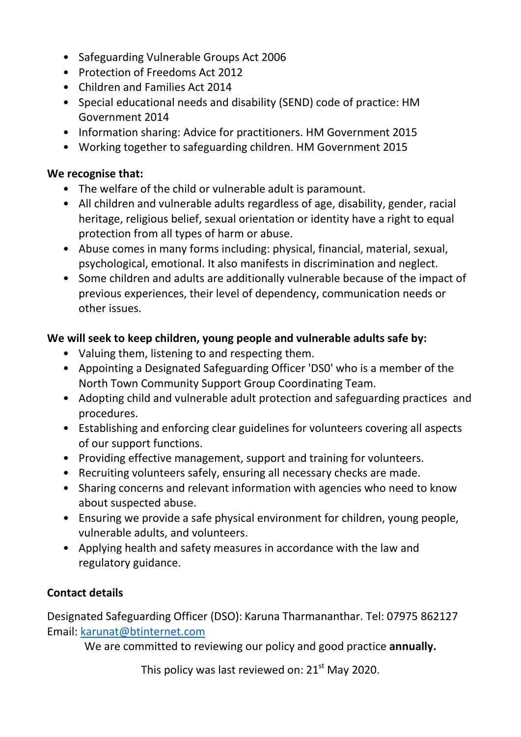- Safeguarding Vulnerable Groups Act 2006
- Protection of Freedoms Act 2012
- Children and Families Act 2014
- Special educational needs and disability (SEND) code of practice: HM Government 2014
- Information sharing: Advice for practitioners. HM Government 2015
- Working together to safeguarding children. HM Government 2015

**We recognise that:**

- The welfare of the child or vulnerable adult is paramount.
- All children and vulnerable adults regardless of age, disability, gender, racial heritage, religious belief, sexual orientation or identity have a right to equal protection from all types of harm or abuse.
- Abuse comes in many forms including: physical, financial, material, sexual, psychological, emotional. It also manifests in discrimination and neglect.
- Some children and adults are additionally vulnerable because of the impact of previous experiences, their level of dependency, communication needs or other issues.

**We will seek to keep children, young people and vulnerable adults safe by:**

- Valuing them, listening to and respecting them.
- Appointing a Designated Safeguarding Officer 'DS0' who is a member of the North Town Community Support Group Coordinating Team.
- Adopting child and vulnerable adult protection and safeguarding practices and procedures.
- Establishing and enforcing clear guidelines for volunteers covering all aspects of our support functions.
- Providing effective management, support and training for volunteers.
- Recruiting volunteers safely, ensuring all necessary checks are made.
- Sharing concerns and relevant information with agencies who need to know about suspected abuse.
- Ensuring we provide a safe physical environment for children, young people, vulnerable adults, and volunteers.
- Applying health and safety measures in accordance with the law and regulatory guidance.

**Contact details**

Designated Safeguarding Officer (DSO): Karuna Tharmananthar. Tel: 07975 862127
Email: karunat@btinternet.com

We are committed to reviewing our policy and good practice **annually.**

This policy was last reviewed on: 21st May 2020.